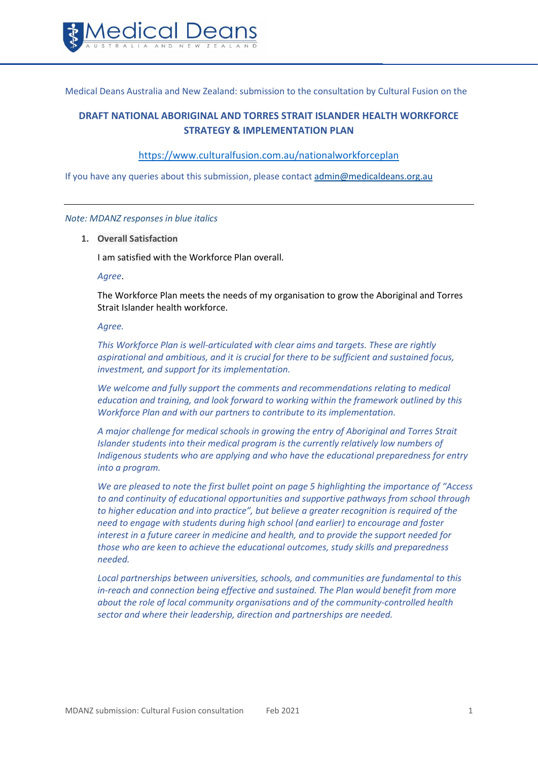Medical Deans Australia and New Zealand: submission to the consultation by Cultural Fusion on the

## DRAFT NATIONAL ABORIGINAL AND TORRES STRAIT ISLANDER HEALTH WORKFORCE STRATEGY & IMPLEMENTATION PLAN

https://www.culturalfusion.com.au/nationalworkforceplan

If you have any queries about this submission, please contact admin@medicaldeans.org.au

---

*Note: MDANZ responses in blue italics*

1. **Overall Satisfaction**

   I am satisfied with the Workforce Plan overall.

   *Agree*.

   The Workforce Plan meets the needs of my organisation to grow the Aboriginal and Torres Strait Islander health workforce.

   *Agree.*

   *This Workforce Plan is well-articulated with clear aims and targets. These are rightly aspirational and ambitious, and it is crucial for there to be sufficient and sustained focus, investment, and support for its implementation.*

   *We welcome and fully support the comments and recommendations relating to medical education and training, and look forward to working within the framework outlined by this Workforce Plan and with our partners to contribute to its implementation.*

   *A major challenge for medical schools in growing the entry of Aboriginal and Torres Strait Islander students into their medical program is the currently relatively low numbers of Indigenous students who are applying and who have the educational preparedness for entry into a program.*

   *We are pleased to note the first bullet point on page 5 highlighting the importance of "Access to and continuity of educational opportunities and supportive pathways from school through to higher education and into practice", but believe a greater recognition is required of the need to engage with students during high school (and earlier) to encourage and foster interest in a future career in medicine and health, and to provide the support needed for those who are keen to achieve the educational outcomes, study skills and preparedness needed.*

   *Local partnerships between universities, schools, and communities are fundamental to this in-reach and connection being effective and sustained. The Plan would benefit from more about the role of local community organisations and of the community-controlled health sector and where their leadership, direction and partnerships are needed.*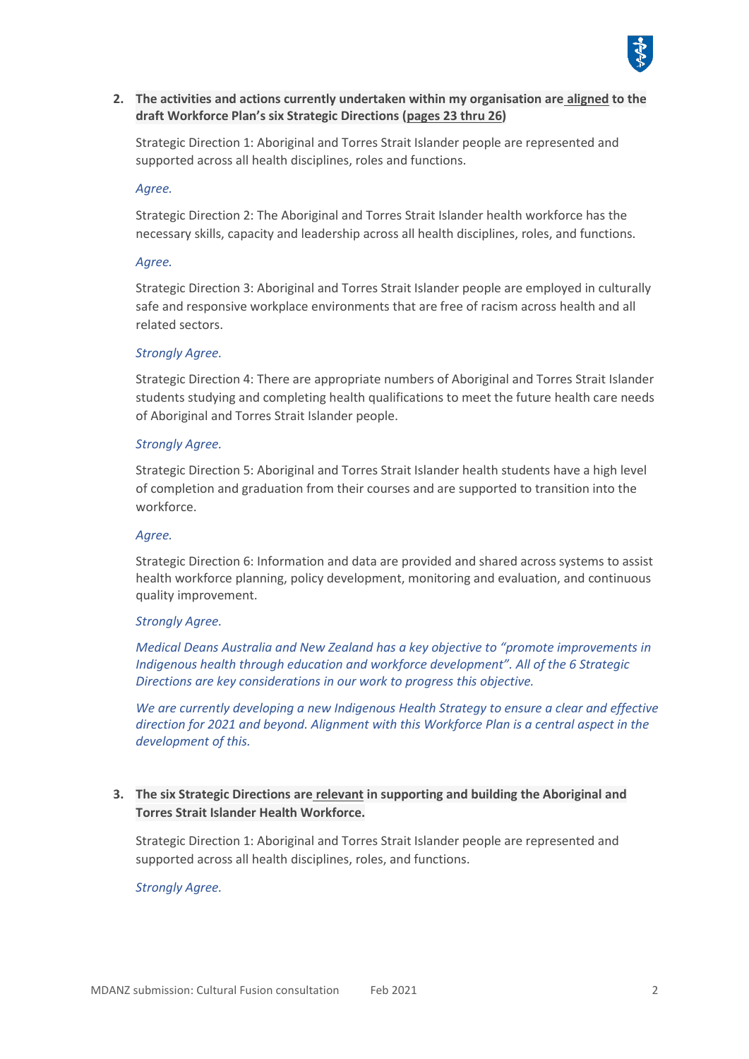2. **The activities and actions currently undertaken within my organisation are <u>aligned</u> to the draft Workforce Plan's six Strategic Directions (<u>pages 23 thru 26</u>)**

   Strategic Direction 1: Aboriginal and Torres Strait Islander people are represented and supported across all health disciplines, roles and functions.

   *Agree.*

   Strategic Direction 2: The Aboriginal and Torres Strait Islander health workforce has the necessary skills, capacity and leadership across all health disciplines, roles, and functions.

   *Agree.*

   Strategic Direction 3: Aboriginal and Torres Strait Islander people are employed in culturally safe and responsive workplace environments that are free of racism across health and all related sectors.

   *Strongly Agree.*

   Strategic Direction 4: There are appropriate numbers of Aboriginal and Torres Strait Islander students studying and completing health qualifications to meet the future health care needs of Aboriginal and Torres Strait Islander people.

   *Strongly Agree.*

   Strategic Direction 5: Aboriginal and Torres Strait Islander health students have a high level of completion and graduation from their courses and are supported to transition into the workforce.

   *Agree.*

   Strategic Direction 6: Information and data are provided and shared across systems to assist health workforce planning, policy development, monitoring and evaluation, and continuous quality improvement.

   *Strongly Agree.*

   *Medical Deans Australia and New Zealand has a key objective to "promote improvements in Indigenous health through education and workforce development". All of the 6 Strategic Directions are key considerations in our work to progress this objective.*

   *We are currently developing a new Indigenous Health Strategy to ensure a clear and effective direction for 2021 and beyond. Alignment with this Workforce Plan is a central aspect in the development of this.*

3. **The six Strategic Directions are <u>relevant</u> in supporting and building the Aboriginal and Torres Strait Islander Health Workforce.**

   Strategic Direction 1: Aboriginal and Torres Strait Islander people are represented and supported across all health disciplines, roles, and functions.

   *Strongly Agree.*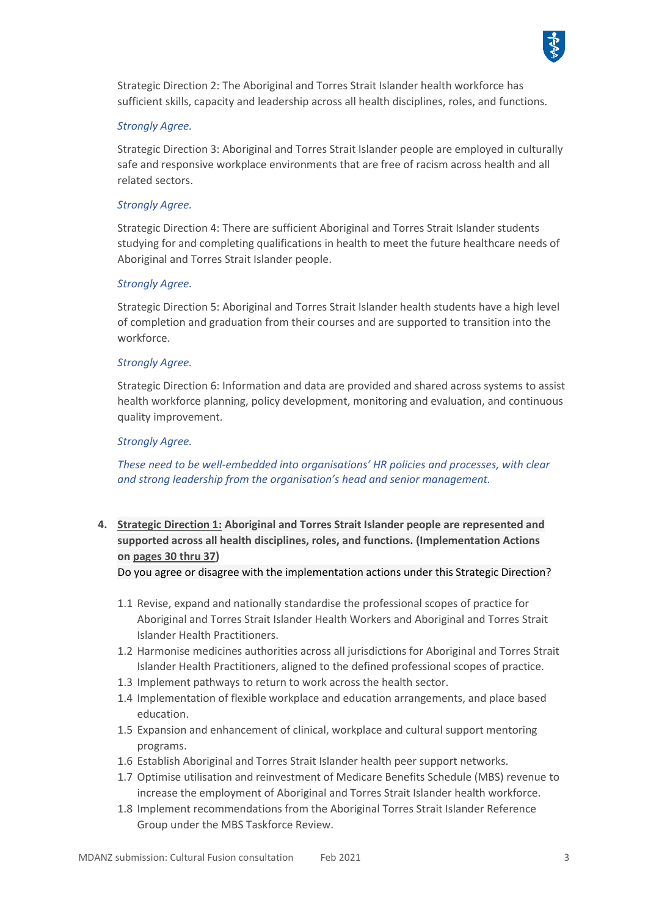Strategic Direction 2: The Aboriginal and Torres Strait Islander health workforce has sufficient skills, capacity and leadership across all health disciplines, roles, and functions.

*Strongly Agree.*

Strategic Direction 3: Aboriginal and Torres Strait Islander people are employed in culturally safe and responsive workplace environments that are free of racism across health and all related sectors.

*Strongly Agree.*

Strategic Direction 4: There are sufficient Aboriginal and Torres Strait Islander students studying for and completing qualifications in health to meet the future healthcare needs of Aboriginal and Torres Strait Islander people.

*Strongly Agree.*

Strategic Direction 5: Aboriginal and Torres Strait Islander health students have a high level of completion and graduation from their courses and are supported to transition into the workforce.

*Strongly Agree.*

Strategic Direction 6: Information and data are provided and shared across systems to assist health workforce planning, policy development, monitoring and evaluation, and continuous quality improvement.

*Strongly Agree.*

*These need to be well-embedded into organisations' HR policies and processes, with clear and strong leadership from the organisation's head and senior management.*

4. **Strategic Direction 1: Aboriginal and Torres Strait Islander people are represented and supported across all health disciplines, roles, and functions. (Implementation Actions on pages 30 thru 37)**
   Do you agree or disagree with the implementation actions under this Strategic Direction?

   1.1 Revise, expand and nationally standardise the professional scopes of practice for Aboriginal and Torres Strait Islander Health Workers and Aboriginal and Torres Strait Islander Health Practitioners.
   1.2 Harmonise medicines authorities across all jurisdictions for Aboriginal and Torres Strait Islander Health Practitioners, aligned to the defined professional scopes of practice.
   1.3 Implement pathways to return to work across the health sector.
   1.4 Implementation of flexible workplace and education arrangements, and place based education.
   1.5 Expansion and enhancement of clinical, workplace and cultural support mentoring programs.
   1.6 Establish Aboriginal and Torres Strait Islander health peer support networks.
   1.7 Optimise utilisation and reinvestment of Medicare Benefits Schedule (MBS) revenue to increase the employment of Aboriginal and Torres Strait Islander health workforce.
   1.8 Implement recommendations from the Aboriginal Torres Strait Islander Reference Group under the MBS Taskforce Review.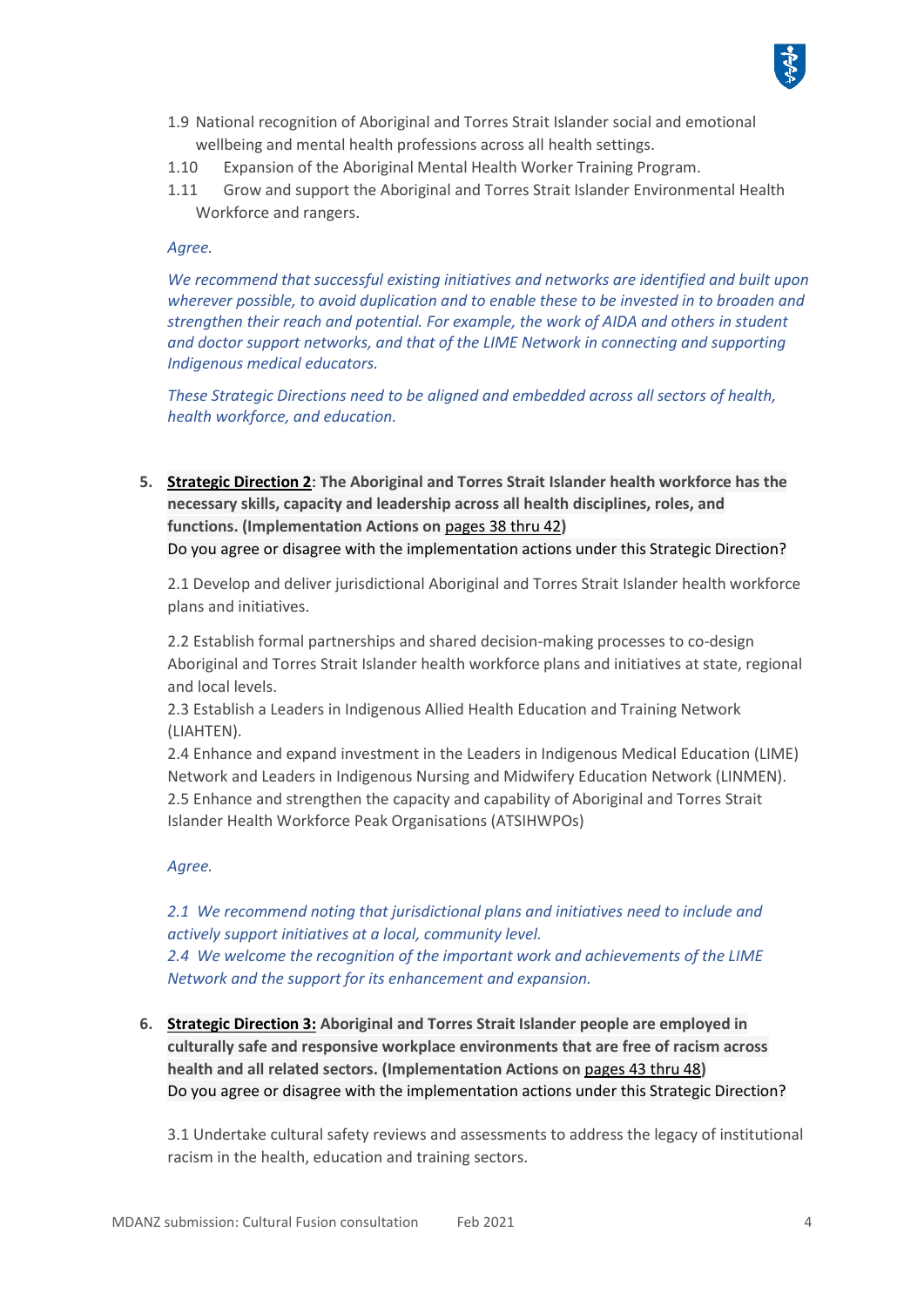1.9 National recognition of Aboriginal and Torres Strait Islander social and emotional wellbeing and mental health professions across all health settings.

1.10 Expansion of the Aboriginal Mental Health Worker Training Program.

1.11 Grow and support the Aboriginal and Torres Strait Islander Environmental Health Workforce and rangers.

*Agree.*

*We recommend that successful existing initiatives and networks are identified and built upon wherever possible, to avoid duplication and to enable these to be invested in to broaden and strengthen their reach and potential. For example, the work of AIDA and others in student and doctor support networks, and that of the LIME Network in connecting and supporting Indigenous medical educators.*

*These Strategic Directions need to be aligned and embedded across all sectors of health, health workforce, and education.*

5. **Strategic Direction 2: The Aboriginal and Torres Strait Islander health workforce has the necessary skills, capacity and leadership across all health disciplines, roles, and functions. (Implementation Actions on pages 38 thru 42)**
   Do you agree or disagree with the implementation actions under this Strategic Direction?

   2.1 Develop and deliver jurisdictional Aboriginal and Torres Strait Islander health workforce plans and initiatives.

   2.2 Establish formal partnerships and shared decision-making processes to co-design Aboriginal and Torres Strait Islander health workforce plans and initiatives at state, regional and local levels.
   2.3 Establish a Leaders in Indigenous Allied Health Education and Training Network (LIAHTEN).
   2.4 Enhance and expand investment in the Leaders in Indigenous Medical Education (LIME) Network and Leaders in Indigenous Nursing and Midwifery Education Network (LINMEN).
   2.5 Enhance and strengthen the capacity and capability of Aboriginal and Torres Strait Islander Health Workforce Peak Organisations (ATSIHWPOs)

   *Agree.*

   *2.1 We recommend noting that jurisdictional plans and initiatives need to include and actively support initiatives at a local, community level.*
   *2.4 We welcome the recognition of the important work and achievements of the LIME Network and the support for its enhancement and expansion.*

6. **Strategic Direction 3: Aboriginal and Torres Strait Islander people are employed in culturally safe and responsive workplace environments that are free of racism across health and all related sectors. (Implementation Actions on pages 43 thru 48)**
   Do you agree or disagree with the implementation actions under this Strategic Direction?

   3.1 Undertake cultural safety reviews and assessments to address the legacy of institutional racism in the health, education and training sectors.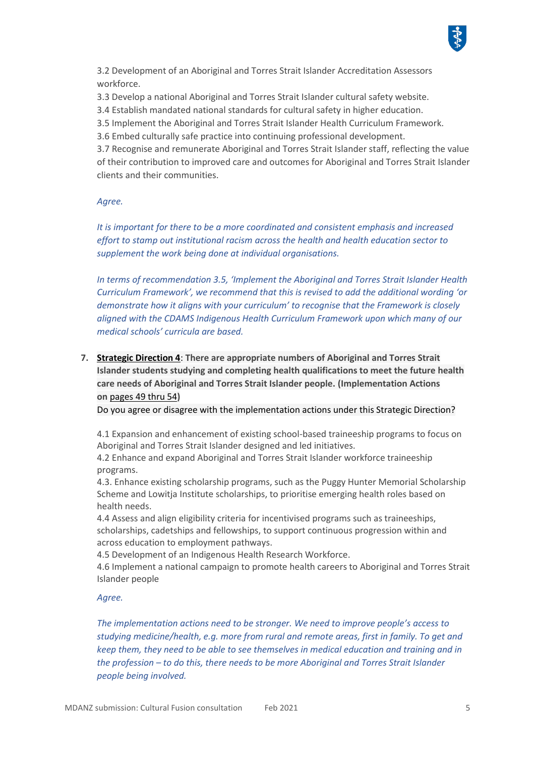3.2 Development of an Aboriginal and Torres Strait Islander Accreditation Assessors workforce.
3.3 Develop a national Aboriginal and Torres Strait Islander cultural safety website.
3.4 Establish mandated national standards for cultural safety in higher education.
3.5 Implement the Aboriginal and Torres Strait Islander Health Curriculum Framework.
3.6 Embed culturally safe practice into continuing professional development.
3.7 Recognise and remunerate Aboriginal and Torres Strait Islander staff, reflecting the value of their contribution to improved care and outcomes for Aboriginal and Torres Strait Islander clients and their communities.

*Agree.*

*It is important for there to be a more coordinated and consistent emphasis and increased effort to stamp out institutional racism across the health and health education sector to supplement the work being done at individual organisations.*

*In terms of recommendation 3.5, 'Implement the Aboriginal and Torres Strait Islander Health Curriculum Framework', we recommend that this is revised to add the additional wording 'or demonstrate how it aligns with your curriculum' to recognise that the Framework is closely aligned with the CDAMS Indigenous Health Curriculum Framework upon which many of our medical schools' curricula are based.*

7. **Strategic Direction 4: There are appropriate numbers of Aboriginal and Torres Strait Islander students studying and completing health qualifications to meet the future health care needs of Aboriginal and Torres Strait Islander people. (Implementation Actions on pages 49 thru 54)**
   Do you agree or disagree with the implementation actions under this Strategic Direction?

4.1 Expansion and enhancement of existing school-based traineeship programs to focus on Aboriginal and Torres Strait Islander designed and led initiatives.
4.2 Enhance and expand Aboriginal and Torres Strait Islander workforce traineeship programs.
4.3. Enhance existing scholarship programs, such as the Puggy Hunter Memorial Scholarship Scheme and Lowitja Institute scholarships, to prioritise emerging health roles based on health needs.
4.4 Assess and align eligibility criteria for incentivised programs such as traineeships, scholarships, cadetships and fellowships, to support continuous progression within and across education to employment pathways.
4.5 Development of an Indigenous Health Research Workforce.
4.6 Implement a national campaign to promote health careers to Aboriginal and Torres Strait Islander people

*Agree.*

*The implementation actions need to be stronger. We need to improve people's access to studying medicine/health, e.g. more from rural and remote areas, first in family. To get and keep them, they need to be able to see themselves in medical education and training and in the profession – to do this, there needs to be more Aboriginal and Torres Strait Islander people being involved.*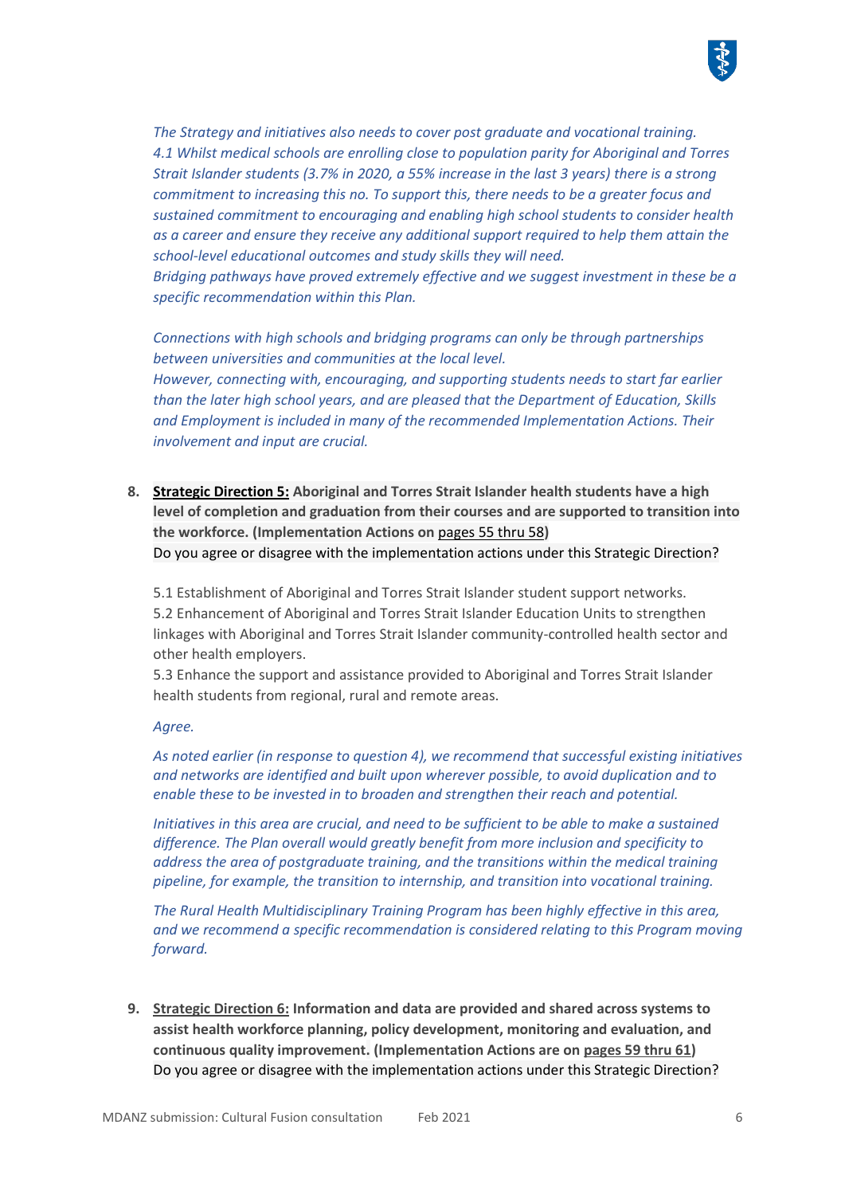*The Strategy and initiatives also needs to cover post graduate and vocational training.*
*4.1 Whilst medical schools are enrolling close to population parity for Aboriginal and Torres Strait Islander students (3.7% in 2020, a 55% increase in the last 3 years) there is a strong commitment to increasing this no. To support this, there needs to be a greater focus and sustained commitment to encouraging and enabling high school students to consider health as a career and ensure they receive any additional support required to help them attain the school-level educational outcomes and study skills they will need.*
*Bridging pathways have proved extremely effective and we suggest investment in these be a specific recommendation within this Plan.*

*Connections with high schools and bridging programs can only be through partnerships between universities and communities at the local level.*
*However, connecting with, encouraging, and supporting students needs to start far earlier than the later high school years, and are pleased that the Department of Education, Skills and Employment is included in many of the recommended Implementation Actions. Their involvement and input are crucial.*

8. **Strategic Direction 5: Aboriginal and Torres Strait Islander health students have a high level of completion and graduation from their courses and are supported to transition into the workforce. (Implementation Actions on pages 55 thru 58)**
   Do you agree or disagree with the implementation actions under this Strategic Direction?

   5.1 Establishment of Aboriginal and Torres Strait Islander student support networks.
   5.2 Enhancement of Aboriginal and Torres Strait Islander Education Units to strengthen linkages with Aboriginal and Torres Strait Islander community-controlled health sector and other health employers.
   5.3 Enhance the support and assistance provided to Aboriginal and Torres Strait Islander health students from regional, rural and remote areas.

   *Agree.*

   *As noted earlier (in response to question 4), we recommend that successful existing initiatives and networks are identified and built upon wherever possible, to avoid duplication and to enable these to be invested in to broaden and strengthen their reach and potential.*

   *Initiatives in this area are crucial, and need to be sufficient to be able to make a sustained difference. The Plan overall would greatly benefit from more inclusion and specificity to address the area of postgraduate training, and the transitions within the medical training pipeline, for example, the transition to internship, and transition into vocational training.*

   *The Rural Health Multidisciplinary Training Program has been highly effective in this area, and we recommend a specific recommendation is considered relating to this Program moving forward.*

9. **Strategic Direction 6: Information and data are provided and shared across systems to assist health workforce planning, policy development, monitoring and evaluation, and continuous quality improvement. (Implementation Actions are on pages 59 thru 61)**
   Do you agree or disagree with the implementation actions under this Strategic Direction?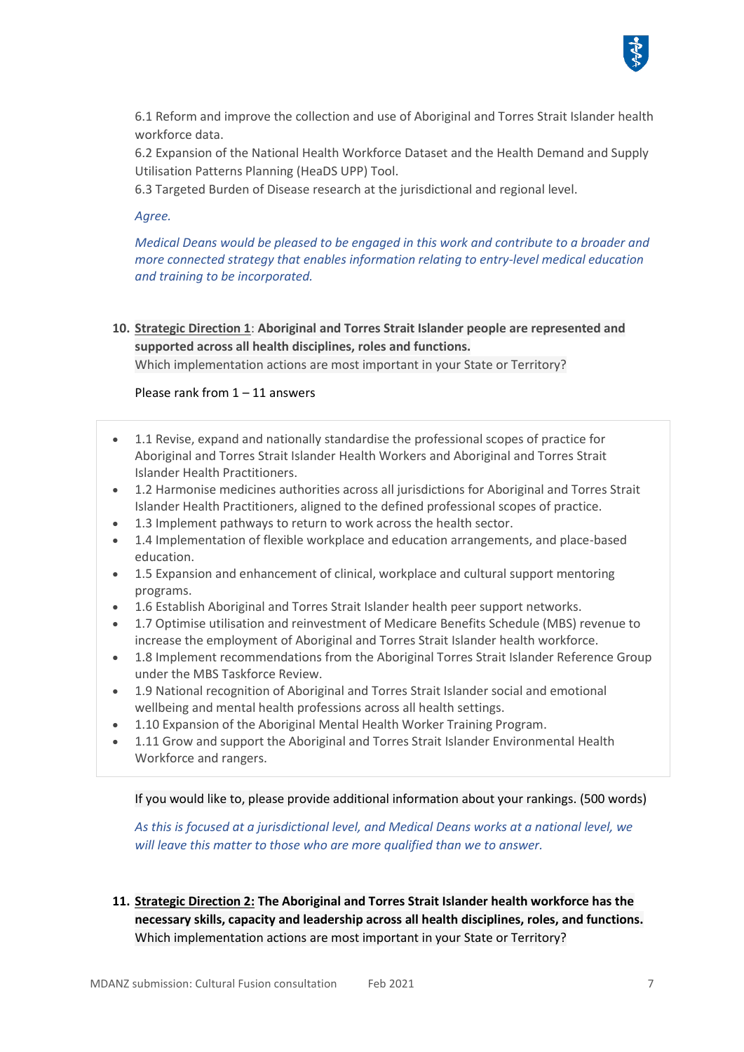6.1 Reform and improve the collection and use of Aboriginal and Torres Strait Islander health workforce data.
6.2 Expansion of the National Health Workforce Dataset and the Health Demand and Supply Utilisation Patterns Planning (HeaDS UPP) Tool.
6.3 Targeted Burden of Disease research at the jurisdictional and regional level.

*Agree.*

*Medical Deans would be pleased to be engaged in this work and contribute to a broader and more connected strategy that enables information relating to entry-level medical education and training to be incorporated.*

10. **Strategic Direction 1: Aboriginal and Torres Strait Islander people are represented and supported across all health disciplines, roles and functions.**
Which implementation actions are most important in your State or Territory?

Please rank from 1 – 11 answers

- 1.1 Revise, expand and nationally standardise the professional scopes of practice for Aboriginal and Torres Strait Islander Health Workers and Aboriginal and Torres Strait Islander Health Practitioners.
- 1.2 Harmonise medicines authorities across all jurisdictions for Aboriginal and Torres Strait Islander Health Practitioners, aligned to the defined professional scopes of practice.
- 1.3 Implement pathways to return to work across the health sector.
- 1.4 Implementation of flexible workplace and education arrangements, and place-based education.
- 1.5 Expansion and enhancement of clinical, workplace and cultural support mentoring programs.
- 1.6 Establish Aboriginal and Torres Strait Islander health peer support networks.
- 1.7 Optimise utilisation and reinvestment of Medicare Benefits Schedule (MBS) revenue to increase the employment of Aboriginal and Torres Strait Islander health workforce.
- 1.8 Implement recommendations from the Aboriginal Torres Strait Islander Reference Group under the MBS Taskforce Review.
- 1.9 National recognition of Aboriginal and Torres Strait Islander social and emotional wellbeing and mental health professions across all health settings.
- 1.10 Expansion of the Aboriginal Mental Health Worker Training Program.
- 1.11 Grow and support the Aboriginal and Torres Strait Islander Environmental Health Workforce and rangers.

If you would like to, please provide additional information about your rankings. (500 words)

*As this is focused at a jurisdictional level, and Medical Deans works at a national level, we will leave this matter to those who are more qualified than we to answer.*

11. **Strategic Direction 2: The Aboriginal and Torres Strait Islander health workforce has the necessary skills, capacity and leadership across all health disciplines, roles, and functions.**
Which implementation actions are most important in your State or Territory?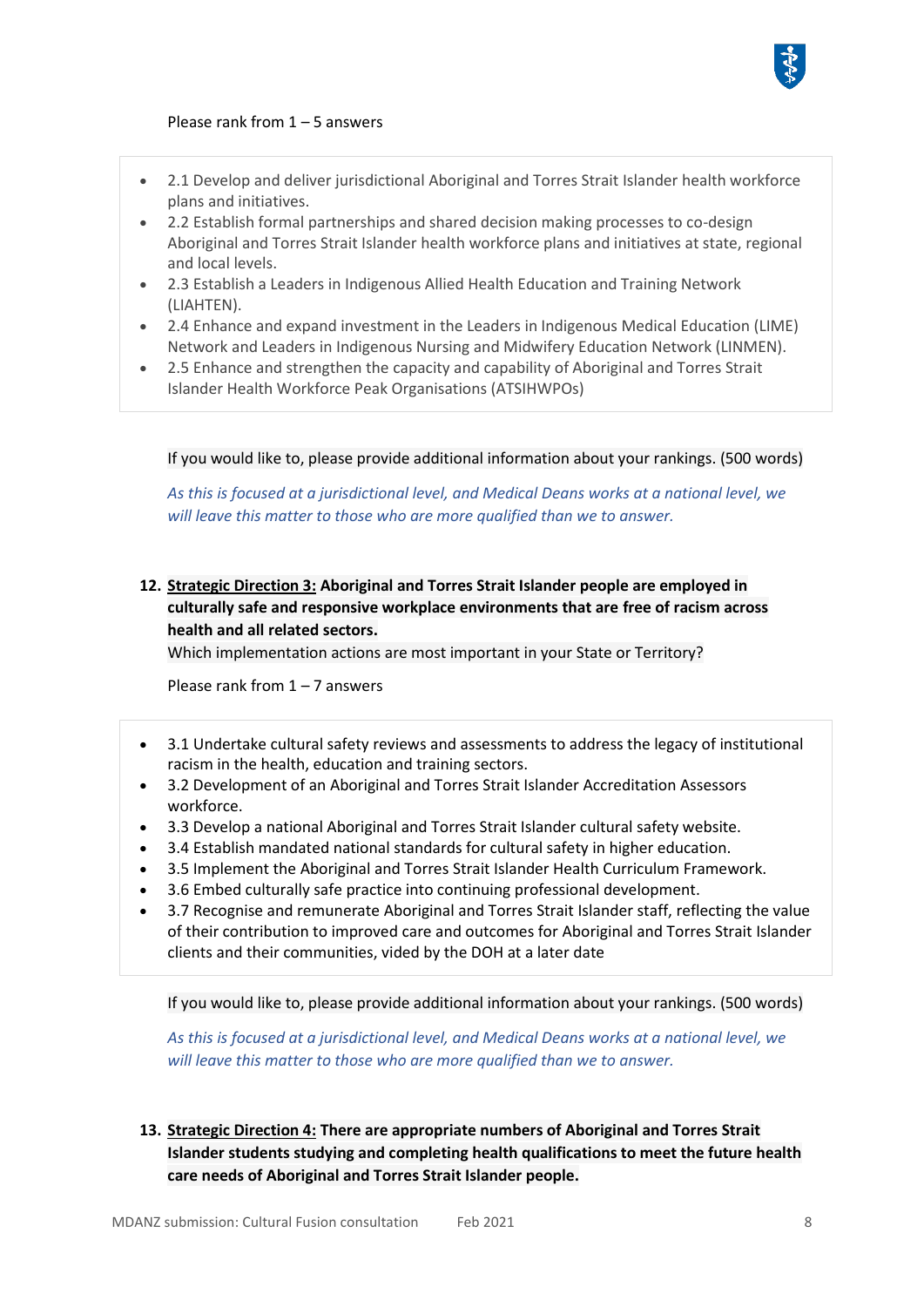Please rank from 1 – 5 answers

- 2.1 Develop and deliver jurisdictional Aboriginal and Torres Strait Islander health workforce plans and initiatives.
- 2.2 Establish formal partnerships and shared decision making processes to co-design Aboriginal and Torres Strait Islander health workforce plans and initiatives at state, regional and local levels.
- 2.3 Establish a Leaders in Indigenous Allied Health Education and Training Network (LIAHTEN).
- 2.4 Enhance and expand investment in the Leaders in Indigenous Medical Education (LIME) Network and Leaders in Indigenous Nursing and Midwifery Education Network (LINMEN).
- 2.5 Enhance and strengthen the capacity and capability of Aboriginal and Torres Strait Islander Health Workforce Peak Organisations (ATSIHWPOs)

If you would like to, please provide additional information about your rankings. (500 words)

*As this is focused at a jurisdictional level, and Medical Deans works at a national level, we will leave this matter to those who are more qualified than we to answer.*

12. **Strategic Direction 3: Aboriginal and Torres Strait Islander people are employed in culturally safe and responsive workplace environments that are free of racism across health and all related sectors.**

Which implementation actions are most important in your State or Territory?

Please rank from 1 – 7 answers

- 3.1 Undertake cultural safety reviews and assessments to address the legacy of institutional racism in the health, education and training sectors.
- 3.2 Development of an Aboriginal and Torres Strait Islander Accreditation Assessors workforce.
- 3.3 Develop a national Aboriginal and Torres Strait Islander cultural safety website.
- 3.4 Establish mandated national standards for cultural safety in higher education.
- 3.5 Implement the Aboriginal and Torres Strait Islander Health Curriculum Framework.
- 3.6 Embed culturally safe practice into continuing professional development.
- 3.7 Recognise and remunerate Aboriginal and Torres Strait Islander staff, reflecting the value of their contribution to improved care and outcomes for Aboriginal and Torres Strait Islander clients and their communities, vided by the DOH at a later date

If you would like to, please provide additional information about your rankings. (500 words)

*As this is focused at a jurisdictional level, and Medical Deans works at a national level, we will leave this matter to those who are more qualified than we to answer.*

13. **Strategic Direction 4: There are appropriate numbers of Aboriginal and Torres Strait Islander students studying and completing health qualifications to meet the future health care needs of Aboriginal and Torres Strait Islander people.**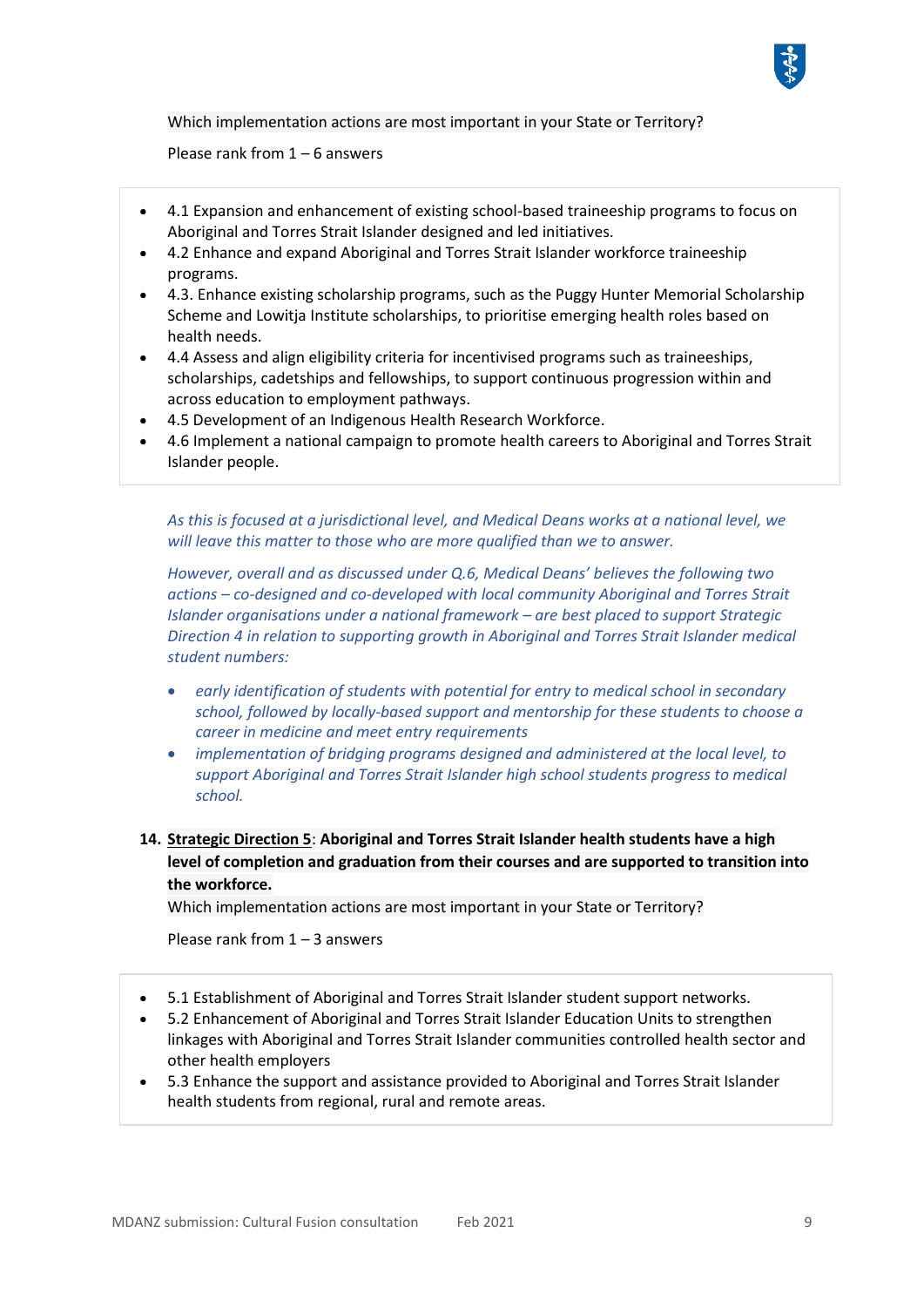Which implementation actions are most important in your State or Territory?

Please rank from 1 – 6 answers

- 4.1 Expansion and enhancement of existing school-based traineeship programs to focus on Aboriginal and Torres Strait Islander designed and led initiatives.
- 4.2 Enhance and expand Aboriginal and Torres Strait Islander workforce traineeship programs.
- 4.3. Enhance existing scholarship programs, such as the Puggy Hunter Memorial Scholarship Scheme and Lowitja Institute scholarships, to prioritise emerging health roles based on health needs.
- 4.4 Assess and align eligibility criteria for incentivised programs such as traineeships, scholarships, cadetships and fellowships, to support continuous progression within and across education to employment pathways.
- 4.5 Development of an Indigenous Health Research Workforce.
- 4.6 Implement a national campaign to promote health careers to Aboriginal and Torres Strait Islander people.

*As this is focused at a jurisdictional level, and Medical Deans works at a national level, we will leave this matter to those who are more qualified than we to answer.*

*However, overall and as discussed under Q.6, Medical Deans' believes the following two actions – co-designed and co-developed with local community Aboriginal and Torres Strait Islander organisations under a national framework – are best placed to support Strategic Direction 4 in relation to supporting growth in Aboriginal and Torres Strait Islander medical student numbers:*

- *early identification of students with potential for entry to medical school in secondary school, followed by locally-based support and mentorship for these students to choose a career in medicine and meet entry requirements*
- *implementation of bridging programs designed and administered at the local level, to support Aboriginal and Torres Strait Islander high school students progress to medical school.*

14. **Strategic Direction 5: Aboriginal and Torres Strait Islander health students have a high level of completion and graduation from their courses and are supported to transition into the workforce.**

    Which implementation actions are most important in your State or Territory?

    Please rank from 1 – 3 answers

- 5.1 Establishment of Aboriginal and Torres Strait Islander student support networks.
- 5.2 Enhancement of Aboriginal and Torres Strait Islander Education Units to strengthen linkages with Aboriginal and Torres Strait Islander communities controlled health sector and other health employers
- 5.3 Enhance the support and assistance provided to Aboriginal and Torres Strait Islander health students from regional, rural and remote areas.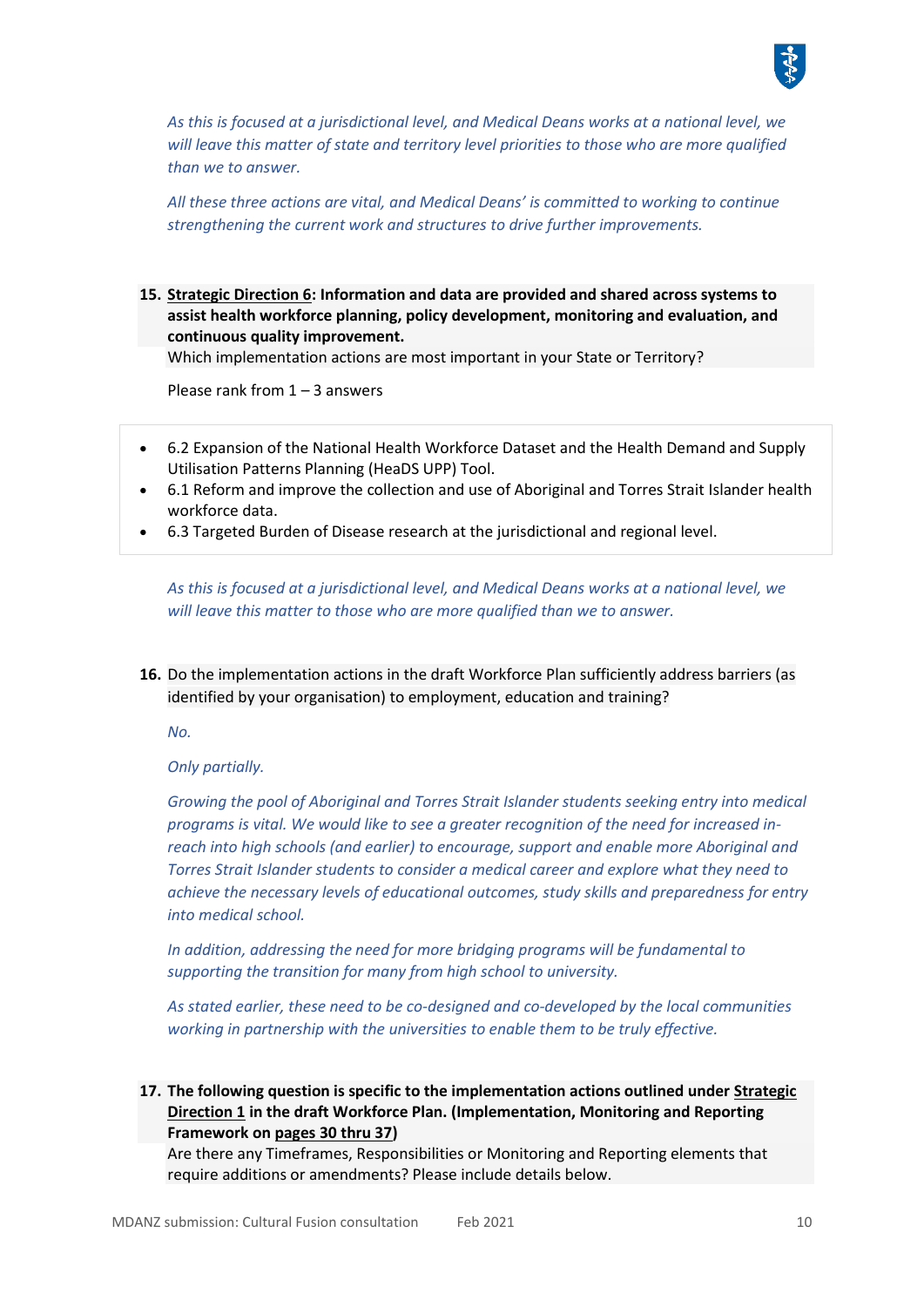*As this is focused at a jurisdictional level, and Medical Deans works at a national level, we will leave this matter of state and territory level priorities to those who are more qualified than we to answer.*

*All these three actions are vital, and Medical Deans' is committed to working to continue strengthening the current work and structures to drive further improvements.*

**15. Strategic Direction 6: Information and data are provided and shared across systems to assist health workforce planning, policy development, monitoring and evaluation, and continuous quality improvement.**
Which implementation actions are most important in your State or Territory?

Please rank from 1 – 3 answers

- 6.2 Expansion of the National Health Workforce Dataset and the Health Demand and Supply Utilisation Patterns Planning (HeaDS UPP) Tool.
- 6.1 Reform and improve the collection and use of Aboriginal and Torres Strait Islander health workforce data.
- 6.3 Targeted Burden of Disease research at the jurisdictional and regional level.

*As this is focused at a jurisdictional level, and Medical Deans works at a national level, we will leave this matter to those who are more qualified than we to answer.*

**16.** Do the implementation actions in the draft Workforce Plan sufficiently address barriers (as identified by your organisation) to employment, education and training?

*No.*

*Only partially.*

*Growing the pool of Aboriginal and Torres Strait Islander students seeking entry into medical programs is vital. We would like to see a greater recognition of the need for increased in-reach into high schools (and earlier) to encourage, support and enable more Aboriginal and Torres Strait Islander students to consider a medical career and explore what they need to achieve the necessary levels of educational outcomes, study skills and preparedness for entry into medical school.*

*In addition, addressing the need for more bridging programs will be fundamental to supporting the transition for many from high school to university.*

*As stated earlier, these need to be co-designed and co-developed by the local communities working in partnership with the universities to enable them to be truly effective.*

**17. The following question is specific to the implementation actions outlined under Strategic Direction 1 in the draft Workforce Plan. (Implementation, Monitoring and Reporting Framework on pages 30 thru 37)**
Are there any Timeframes, Responsibilities or Monitoring and Reporting elements that require additions or amendments? Please include details below.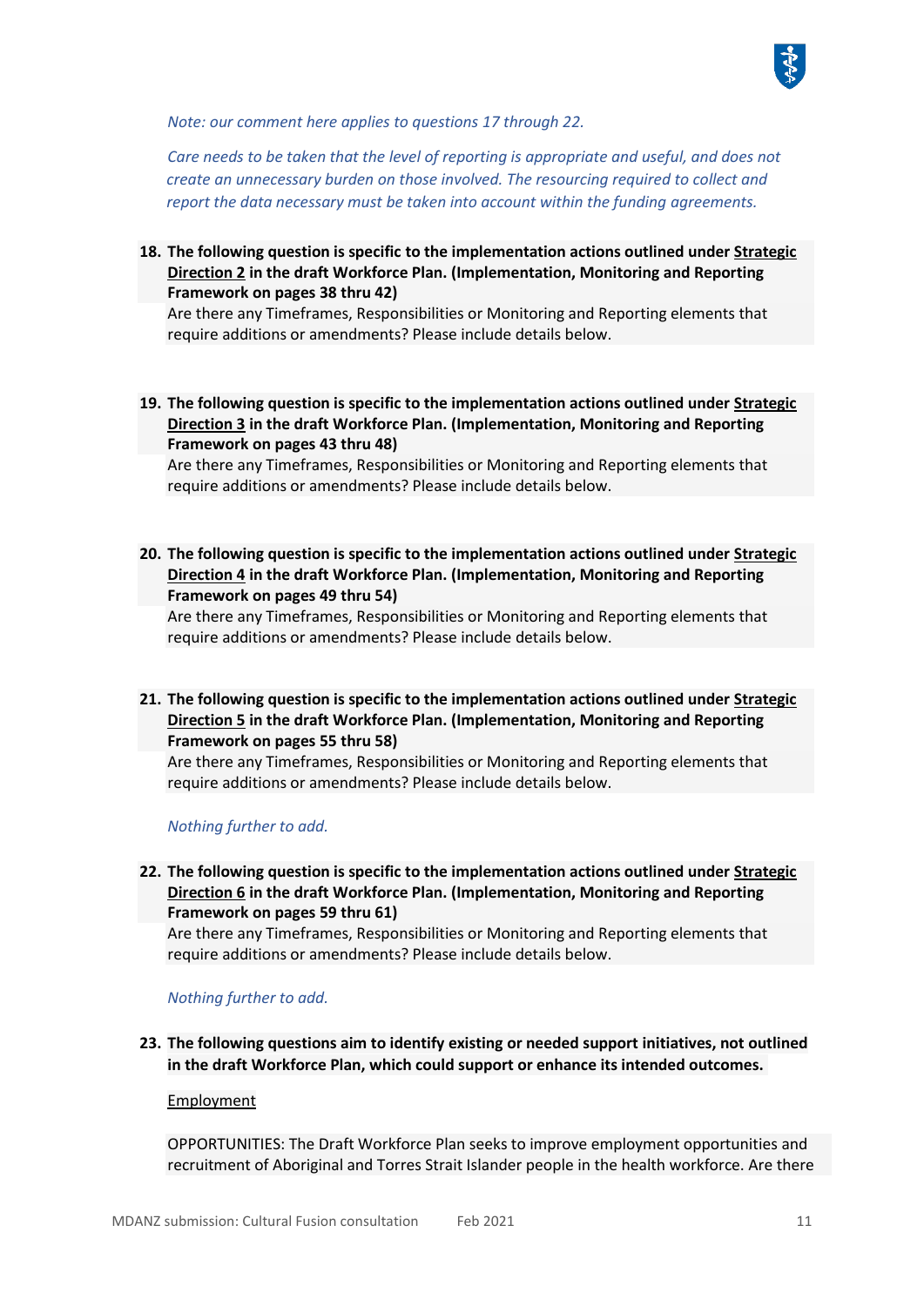*Note: our comment here applies to questions 17 through 22.*

*Care needs to be taken that the level of reporting is appropriate and useful, and does not create an unnecessary burden on those involved. The resourcing required to collect and report the data necessary must be taken into account within the funding agreements.*

18. **The following question is specific to the implementation actions outlined under Strategic Direction 2 in the draft Workforce Plan. (Implementation, Monitoring and Reporting Framework on pages 38 thru 42)**
    Are there any Timeframes, Responsibilities or Monitoring and Reporting elements that require additions or amendments? Please include details below.

19. **The following question is specific to the implementation actions outlined under Strategic Direction 3 in the draft Workforce Plan. (Implementation, Monitoring and Reporting Framework on pages 43 thru 48)**
    Are there any Timeframes, Responsibilities or Monitoring and Reporting elements that require additions or amendments? Please include details below.

20. **The following question is specific to the implementation actions outlined under Strategic Direction 4 in the draft Workforce Plan. (Implementation, Monitoring and Reporting Framework on pages 49 thru 54)**
    Are there any Timeframes, Responsibilities or Monitoring and Reporting elements that require additions or amendments? Please include details below.

21. **The following question is specific to the implementation actions outlined under Strategic Direction 5 in the draft Workforce Plan. (Implementation, Monitoring and Reporting Framework on pages 55 thru 58)**
    Are there any Timeframes, Responsibilities or Monitoring and Reporting elements that require additions or amendments? Please include details below.

    *Nothing further to add.*

22. **The following question is specific to the implementation actions outlined under Strategic Direction 6 in the draft Workforce Plan. (Implementation, Monitoring and Reporting Framework on pages 59 thru 61)**
    Are there any Timeframes, Responsibilities or Monitoring and Reporting elements that require additions or amendments? Please include details below.

    *Nothing further to add.*

23. **The following questions aim to identify existing or needed support initiatives, not outlined in the draft Workforce Plan, which could support or enhance its intended outcomes.**

    Employment

    OPPORTUNITIES: The Draft Workforce Plan seeks to improve employment opportunities and recruitment of Aboriginal and Torres Strait Islander people in the health workforce. Are there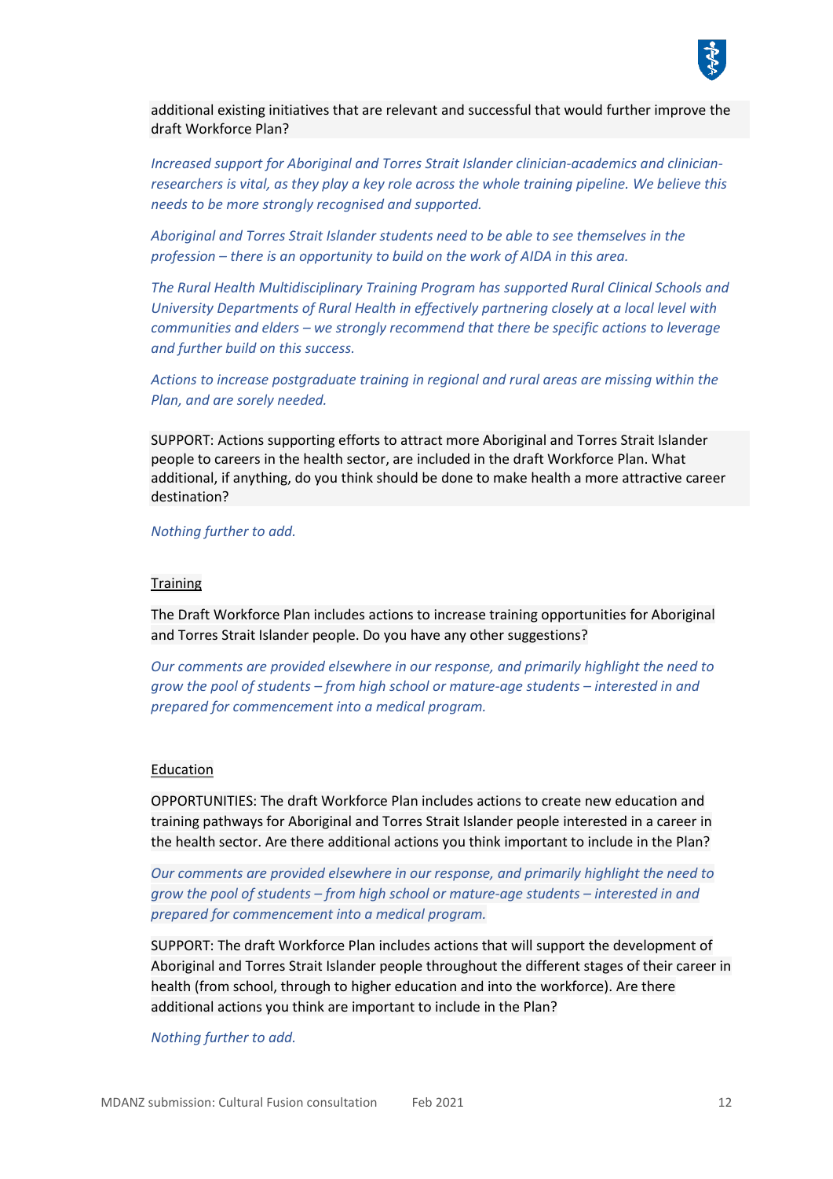additional existing initiatives that are relevant and successful that would further improve the draft Workforce Plan?

*Increased support for Aboriginal and Torres Strait Islander clinician-academics and clinician-researchers is vital, as they play a key role across the whole training pipeline. We believe this needs to be more strongly recognised and supported.*

*Aboriginal and Torres Strait Islander students need to be able to see themselves in the profession – there is an opportunity to build on the work of AIDA in this area.*

*The Rural Health Multidisciplinary Training Program has supported Rural Clinical Schools and University Departments of Rural Health in effectively partnering closely at a local level with communities and elders – we strongly recommend that there be specific actions to leverage and further build on this success.*

*Actions to increase postgraduate training in regional and rural areas are missing within the Plan, and are sorely needed.*

SUPPORT: Actions supporting efforts to attract more Aboriginal and Torres Strait Islander people to careers in the health sector, are included in the draft Workforce Plan. What additional, if anything, do you think should be done to make health a more attractive career destination?

*Nothing further to add.*

Training

The Draft Workforce Plan includes actions to increase training opportunities for Aboriginal and Torres Strait Islander people. Do you have any other suggestions?

*Our comments are provided elsewhere in our response, and primarily highlight the need to grow the pool of students – from high school or mature-age students – interested in and prepared for commencement into a medical program.*

Education

OPPORTUNITIES: The draft Workforce Plan includes actions to create new education and training pathways for Aboriginal and Torres Strait Islander people interested in a career in the health sector. Are there additional actions you think important to include in the Plan?

*Our comments are provided elsewhere in our response, and primarily highlight the need to grow the pool of students – from high school or mature-age students – interested in and prepared for commencement into a medical program.*

SUPPORT: The draft Workforce Plan includes actions that will support the development of Aboriginal and Torres Strait Islander people throughout the different stages of their career in health (from school, through to higher education and into the workforce). Are there additional actions you think are important to include in the Plan?

*Nothing further to add.*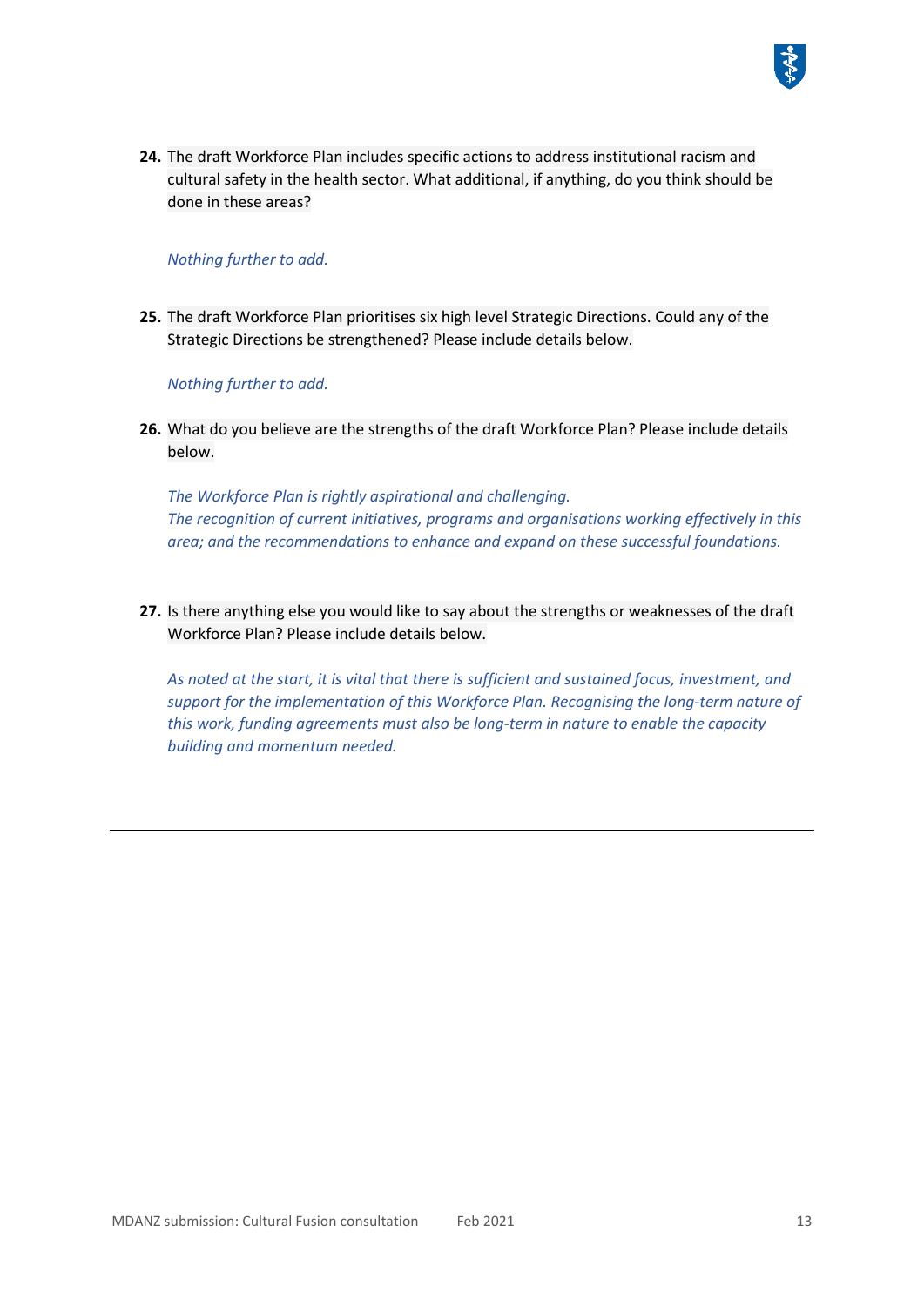**24.** The draft Workforce Plan includes specific actions to address institutional racism and cultural safety in the health sector. What additional, if anything, do you think should be done in these areas?

*Nothing further to add.*

**25.** The draft Workforce Plan prioritises six high level Strategic Directions. Could any of the Strategic Directions be strengthened? Please include details below.

*Nothing further to add.*

**26.** What do you believe are the strengths of the draft Workforce Plan? Please include details below.

*The Workforce Plan is rightly aspirational and challenging.*
*The recognition of current initiatives, programs and organisations working effectively in this area; and the recommendations to enhance and expand on these successful foundations.*

**27.** Is there anything else you would like to say about the strengths or weaknesses of the draft Workforce Plan? Please include details below.

*As noted at the start, it is vital that there is sufficient and sustained focus, investment, and support for the implementation of this Workforce Plan. Recognising the long-term nature of this work, funding agreements must also be long-term in nature to enable the capacity building and momentum needed.*

---